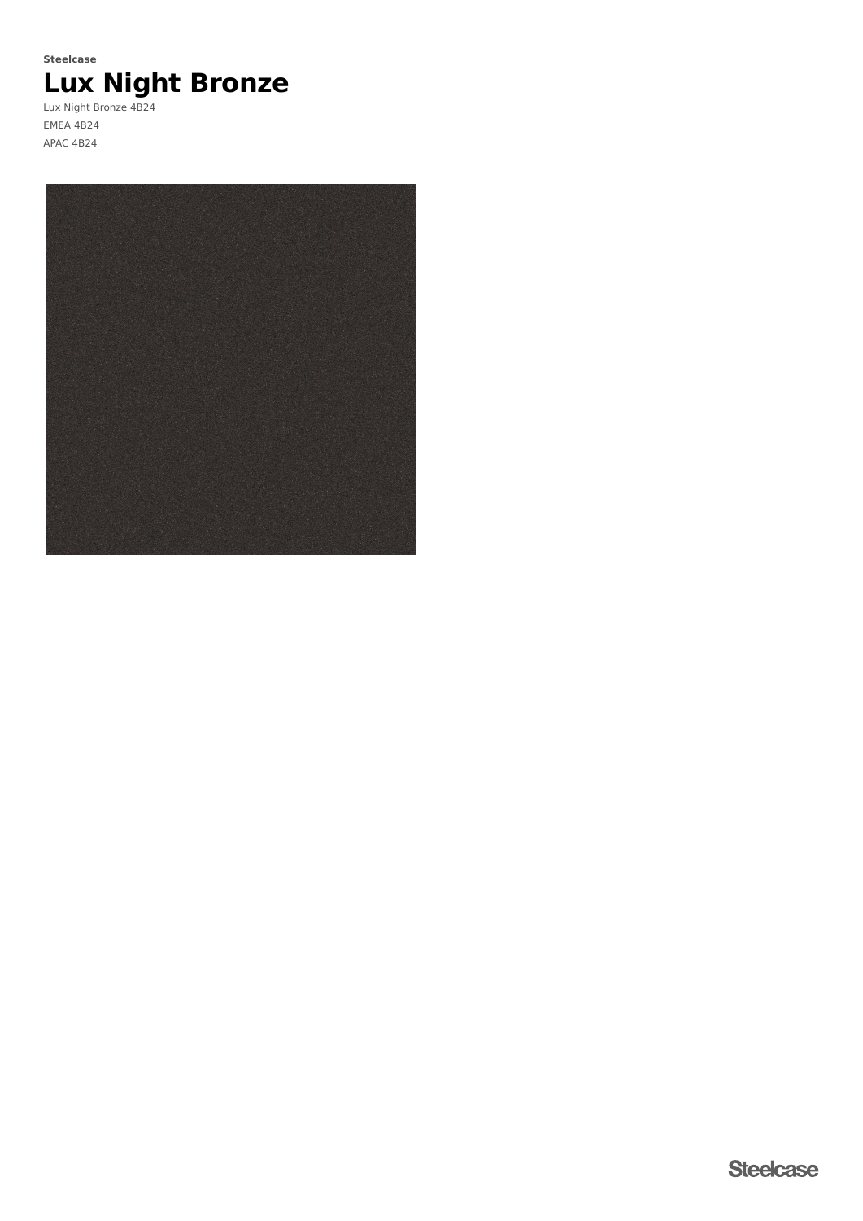**Steelcase**

# Lux Night Bronze

Lux Night Bronze 4B24

EMEA 4B24

APAC 4B24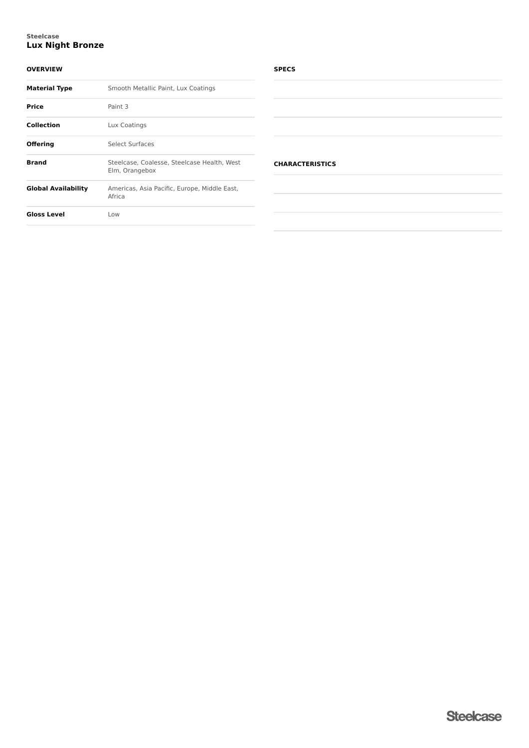Steelcase

# Lux Night Bronze

## OVERVIEW

| | |
|---|---|
| **Material Type** | Smooth Metallic Paint, Lux Coatings |
| **Price** | Paint 3 |
| **Collection** | Lux Coatings |
| **Offering** | Select Surfaces |
| **Brand** | Steelcase, Coalesse, Steelcase Health, West Elm, Orangebox |
| **Global Availability** | Americas, Asia Pacific, Europe, Middle East, Africa |
| **Gloss Level** | Low |

## SPECS

## CHARACTERISTICS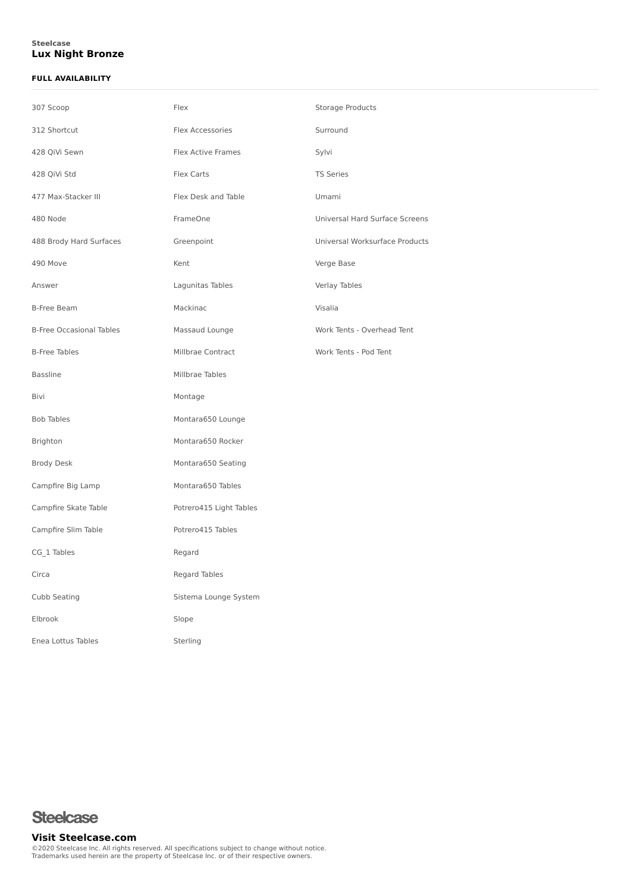Steelcase

# Lux Night Bronze

## FULL AVAILABILITY

- 307 Scoop
- 312 Shortcut
- 428 QiVi Sewn
- 428 QiVi Std
- 477 Max-Stacker III
- 480 Node
- 488 Brody Hard Surfaces
- 490 Move
- Answer
- B-Free Beam
- B-Free Occasional Tables
- B-Free Tables
- Bassline
- Bivi
- Bob Tables
- Brighton
- Brody Desk
- Campfire Big Lamp
- Campfire Skate Table
- Campfire Slim Table
- CG_1 Tables
- Circa
- Cubb Seating
- Elbrook
- Enea Lottus Tables
- Flex
- Flex Accessories
- Flex Active Frames
- Flex Carts
- Flex Desk and Table
- FrameOne
- Greenpoint
- Kent
- Lagunitas Tables
- Mackinac
- Massaud Lounge
- Millbrae Contract
- Millbrae Tables
- Montage
- Montara650 Lounge
- Montara650 Rocker
- Montara650 Seating
- Montara650 Tables
- Potrero415 Light Tables
- Potrero415 Tables
- Regard
- Regard Tables
- Sistema Lounge System
- Slope
- Sterling
- Storage Products
- Surround
- Sylvi
- TS Series
- Umami
- Universal Hard Surface Screens
- Universal Worksurface Products
- Verge Base
- Verlay Tables
- Visalia
- Work Tents - Overhead Tent
- Work Tents - Pod Tent

Steelcase

**Visit Steelcase.com**

©2020 Steelcase Inc. All rights reserved. All specifications subject to change without notice.
Trademarks used herein are the property of Steelcase Inc. or of their respective owners.